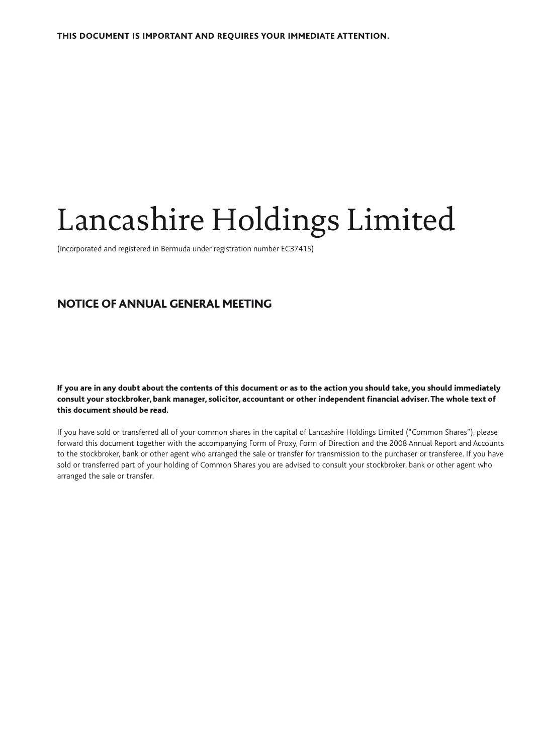**THIS DOCUMENT IS IMPORTANT AND REQUIRES YOUR IMMEDIATE ATTENTION.**

# Lancashire Holdings Limited

(Incorporated and registered in Bermuda under registration number EC37415)

## NOTICE OF ANNUAL GENERAL MEETING

**If you are in any doubt about the contents of this document or as to the action you should take, you should immediately consult your stockbroker, bank manager, solicitor, accountant or other independent financial adviser. The whole text of this document should be read.**

If you have sold or transferred all of your common shares in the capital of Lancashire Holdings Limited ("Common Shares"), please forward this document together with the accompanying Form of Proxy, Form of Direction and the 2008 Annual Report and Accounts to the stockbroker, bank or other agent who arranged the sale or transfer for transmission to the purchaser or transferee. If you have sold or transferred part of your holding of Common Shares you are advised to consult your stockbroker, bank or other agent who arranged the sale or transfer.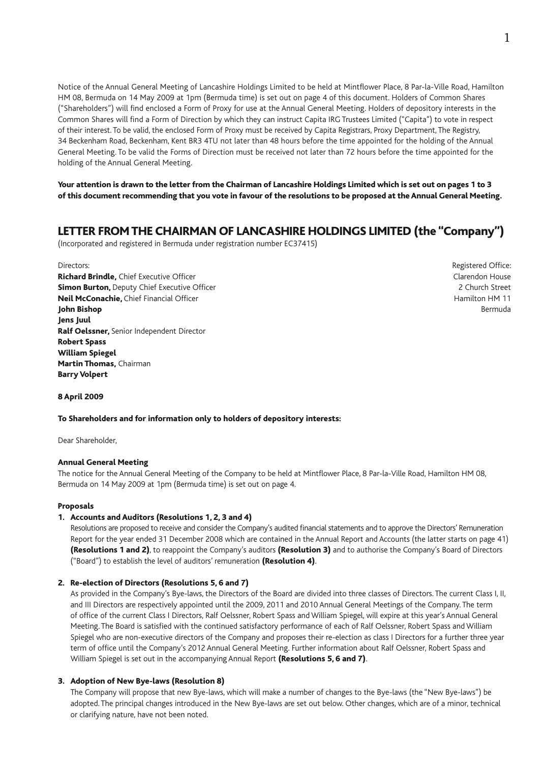Notice of the Annual General Meeting of Lancashire Holdings Limited to be held at Mintflower Place, 8 Par-la-Ville Road, Hamilton HM 08, Bermuda on 14 May 2009 at 1pm (Bermuda time) is set out on page 4 of this document. Holders of Common Shares ("Shareholders") will find enclosed a Form of Proxy for use at the Annual General Meeting. Holders of depository interests in the Common Shares will find a Form of Direction by which they can instruct Capita IRG Trustees Limited ("Capita") to vote in respect of their interest. To be valid, the enclosed Form of Proxy must be received by Capita Registrars, Proxy Department, The Registry, 34 Beckenham Road, Beckenham, Kent BR3 4TU not later than 48 hours before the time appointed for the holding of the Annual General Meeting. To be valid the Forms of Direction must be received not later than 72 hours before the time appointed for the holding of the Annual General Meeting.

**Your attention is drawn to the letter from the Chairman of Lancashire Holdings Limited which is set out on pages 1 to 3 of this document recommending that you vote in favour of the resolutions to be proposed at the Annual General Meeting.**

# LETTER FROM THE CHAIRMAN OF LANCASHIRE HOLDINGS LIMITED (the "Company")

(Incorporated and registered in Bermuda under registration number EC37415)

Directors:
**Richard Brindle,** Chief Executive Officer
**Simon Burton,** Deputy Chief Executive Officer
**Neil McConachie,** Chief Financial Officer
**John Bishop**
**Jens Juul**
**Ralf Oelssner,** Senior Independent Director
**Robert Spass**
**William Spiegel**
**Martin Thomas,** Chairman
**Barry Volpert**

Registered Office:
Clarendon House
2 Church Street
Hamilton HM 11
Bermuda

**8 April 2009**

**To Shareholders and for information only to holders of depository interests:**

Dear Shareholder,

**Annual General Meeting**

The notice for the Annual General Meeting of the Company to be held at Mintflower Place, 8 Par-la-Ville Road, Hamilton HM 08, Bermuda on 14 May 2009 at 1pm (Bermuda time) is set out on page 4.

**Proposals**

**1. Accounts and Auditors (Resolutions 1, 2, 3 and 4)**

Resolutions are proposed to receive and consider the Company's audited financial statements and to approve the Directors' Remuneration Report for the year ended 31 December 2008 which are contained in the Annual Report and Accounts (the latter starts on page 41) **(Resolutions 1 and 2)**, to reappoint the Company's auditors **(Resolution 3)** and to authorise the Company's Board of Directors ("Board") to establish the level of auditors' remuneration **(Resolution 4)**.

**2. Re-election of Directors (Resolutions 5, 6 and 7)**

As provided in the Company's Bye-laws, the Directors of the Board are divided into three classes of Directors. The current Class I, II, and III Directors are respectively appointed until the 2009, 2011 and 2010 Annual General Meetings of the Company. The term of office of the current Class I Directors, Ralf Oelssner, Robert Spass and William Spiegel, will expire at this year's Annual General Meeting. The Board is satisfied with the continued satisfactory performance of each of Ralf Oelssner, Robert Spass and William Spiegel who are non-executive directors of the Company and proposes their re-election as class I Directors for a further three year term of office until the Company's 2012 Annual General Meeting. Further information about Ralf Oelssner, Robert Spass and William Spiegel is set out in the accompanying Annual Report **(Resolutions 5, 6 and 7)**.

**3. Adoption of New Bye-laws (Resolution 8)**

The Company will propose that new Bye-laws, which will make a number of changes to the Bye-laws (the "New Bye-laws") be adopted. The principal changes introduced in the New Bye-laws are set out below. Other changes, which are of a minor, technical or clarifying nature, have not been noted.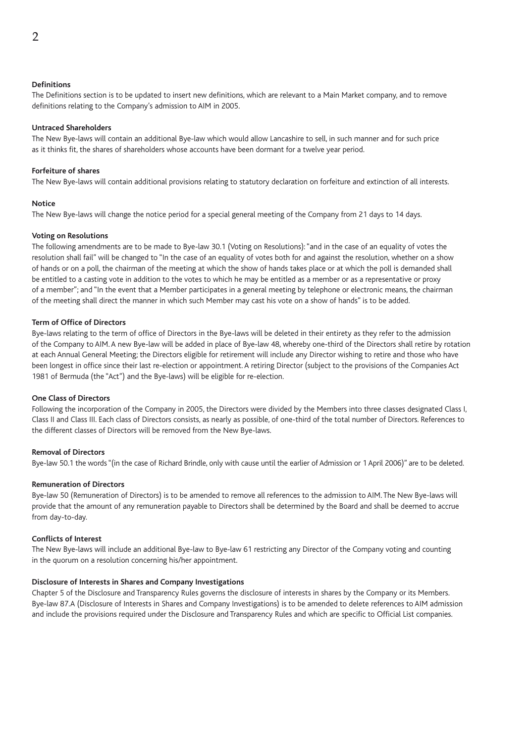**Definitions**

The Definitions section is to be updated to insert new definitions, which are relevant to a Main Market company, and to remove definitions relating to the Company's admission to AIM in 2005.

**Untraced Shareholders**

The New Bye-laws will contain an additional Bye-law which would allow Lancashire to sell, in such manner and for such price as it thinks fit, the shares of shareholders whose accounts have been dormant for a twelve year period.

**Forfeiture of shares**

The New Bye-laws will contain additional provisions relating to statutory declaration on forfeiture and extinction of all interests.

**Notice**

The New Bye-laws will change the notice period for a special general meeting of the Company from 21 days to 14 days.

**Voting on Resolutions**

The following amendments are to be made to Bye-law 30.1 (Voting on Resolutions): "and in the case of an equality of votes the resolution shall fail" will be changed to "In the case of an equality of votes both for and against the resolution, whether on a show of hands or on a poll, the chairman of the meeting at which the show of hands takes place or at which the poll is demanded shall be entitled to a casting vote in addition to the votes to which he may be entitled as a member or as a representative or proxy of a member"; and "In the event that a Member participates in a general meeting by telephone or electronic means, the chairman of the meeting shall direct the manner in which such Member may cast his vote on a show of hands" is to be added.

**Term of Office of Directors**

Bye-laws relating to the term of office of Directors in the Bye-laws will be deleted in their entirety as they refer to the admission of the Company to AIM. A new Bye-law will be added in place of Bye-law 48, whereby one-third of the Directors shall retire by rotation at each Annual General Meeting; the Directors eligible for retirement will include any Director wishing to retire and those who have been longest in office since their last re-election or appointment. A retiring Director (subject to the provisions of the Companies Act 1981 of Bermuda (the "Act") and the Bye-laws) will be eligible for re-election.

**One Class of Directors**

Following the incorporation of the Company in 2005, the Directors were divided by the Members into three classes designated Class I, Class II and Class III. Each class of Directors consists, as nearly as possible, of one-third of the total number of Directors. References to the different classes of Directors will be removed from the New Bye-laws.

**Removal of Directors**

Bye-law 50.1 the words "(in the case of Richard Brindle, only with cause until the earlier of Admission or 1 April 2006)" are to be deleted.

**Remuneration of Directors**

Bye-law 50 (Remuneration of Directors) is to be amended to remove all references to the admission to AIM. The New Bye-laws will provide that the amount of any remuneration payable to Directors shall be determined by the Board and shall be deemed to accrue from day-to-day.

**Conflicts of Interest**

The New Bye-laws will include an additional Bye-law to Bye-law 61 restricting any Director of the Company voting and counting in the quorum on a resolution concerning his/her appointment.

**Disclosure of Interests in Shares and Company Investigations**

Chapter 5 of the Disclosure and Transparency Rules governs the disclosure of interests in shares by the Company or its Members. Bye-law 87.A (Disclosure of Interests in Shares and Company Investigations) is to be amended to delete references to AIM admission and include the provisions required under the Disclosure and Transparency Rules and which are specific to Official List companies.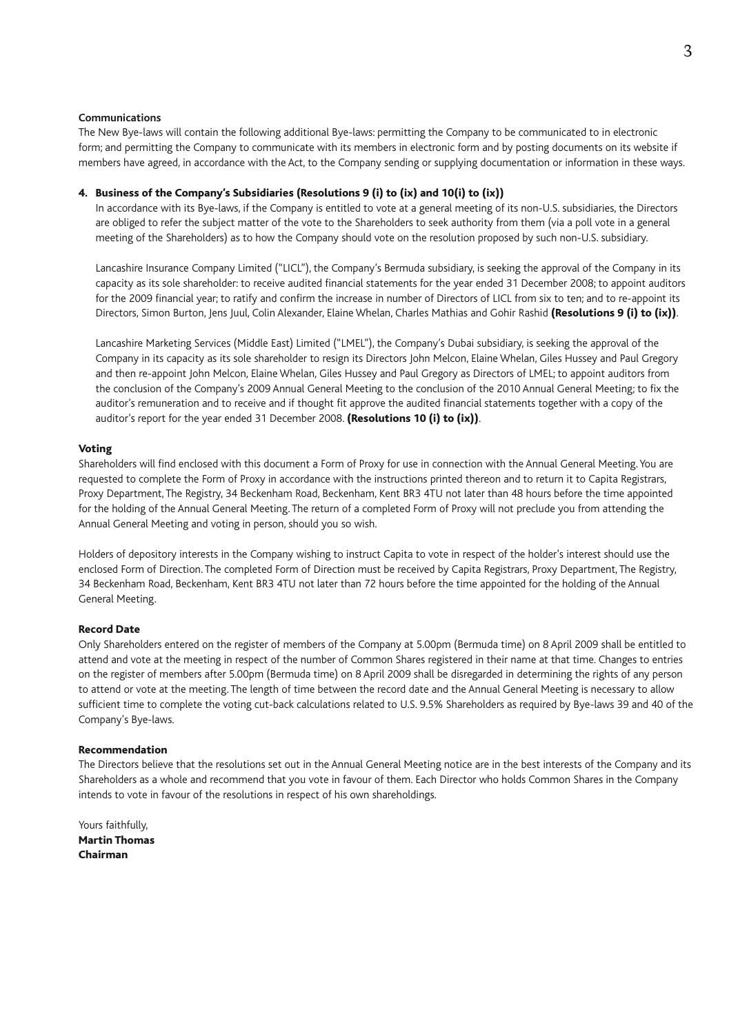**Communications**

The New Bye-laws will contain the following additional Bye-laws: permitting the Company to be communicated to in electronic form; and permitting the Company to communicate with its members in electronic form and by posting documents on its website if members have agreed, in accordance with the Act, to the Company sending or supplying documentation or information in these ways.

### 4. Business of the Company's Subsidiaries (Resolutions 9 (i) to (ix) and 10(i) to (ix))

In accordance with its Bye-laws, if the Company is entitled to vote at a general meeting of its non-U.S. subsidiaries, the Directors are obliged to refer the subject matter of the vote to the Shareholders to seek authority from them (via a poll vote in a general meeting of the Shareholders) as to how the Company should vote on the resolution proposed by such non-U.S. subsidiary.

Lancashire Insurance Company Limited ("LICL"), the Company's Bermuda subsidiary, is seeking the approval of the Company in its capacity as its sole shareholder: to receive audited financial statements for the year ended 31 December 2008; to appoint auditors for the 2009 financial year; to ratify and confirm the increase in number of Directors of LICL from six to ten; and to re-appoint its Directors, Simon Burton, Jens Juul, Colin Alexander, Elaine Whelan, Charles Mathias and Gohir Rashid **(Resolutions 9 (i) to (ix))**.

Lancashire Marketing Services (Middle East) Limited ("LMEL"), the Company's Dubai subsidiary, is seeking the approval of the Company in its capacity as its sole shareholder to resign its Directors John Melcon, Elaine Whelan, Giles Hussey and Paul Gregory and then re-appoint John Melcon, Elaine Whelan, Giles Hussey and Paul Gregory as Directors of LMEL; to appoint auditors from the conclusion of the Company's 2009 Annual General Meeting to the conclusion of the 2010 Annual General Meeting; to fix the auditor's remuneration and to receive and if thought fit approve the audited financial statements together with a copy of the auditor's report for the year ended 31 December 2008. **(Resolutions 10 (i) to (ix))**.

### Voting

Shareholders will find enclosed with this document a Form of Proxy for use in connection with the Annual General Meeting. You are requested to complete the Form of Proxy in accordance with the instructions printed thereon and to return it to Capita Registrars, Proxy Department, The Registry, 34 Beckenham Road, Beckenham, Kent BR3 4TU not later than 48 hours before the time appointed for the holding of the Annual General Meeting. The return of a completed Form of Proxy will not preclude you from attending the Annual General Meeting and voting in person, should you so wish.

Holders of depository interests in the Company wishing to instruct Capita to vote in respect of the holder's interest should use the enclosed Form of Direction. The completed Form of Direction must be received by Capita Registrars, Proxy Department, The Registry, 34 Beckenham Road, Beckenham, Kent BR3 4TU not later than 72 hours before the time appointed for the holding of the Annual General Meeting.

### Record Date

Only Shareholders entered on the register of members of the Company at 5.00pm (Bermuda time) on 8 April 2009 shall be entitled to attend and vote at the meeting in respect of the number of Common Shares registered in their name at that time. Changes to entries on the register of members after 5.00pm (Bermuda time) on 8 April 2009 shall be disregarded in determining the rights of any person to attend or vote at the meeting. The length of time between the record date and the Annual General Meeting is necessary to allow sufficient time to complete the voting cut-back calculations related to U.S. 9.5% Shareholders as required by Bye-laws 39 and 40 of the Company's Bye-laws.

### Recommendation

The Directors believe that the resolutions set out in the Annual General Meeting notice are in the best interests of the Company and its Shareholders as a whole and recommend that you vote in favour of them. Each Director who holds Common Shares in the Company intends to vote in favour of the resolutions in respect of his own shareholdings.

Yours faithfully,
**Martin Thomas**
**Chairman**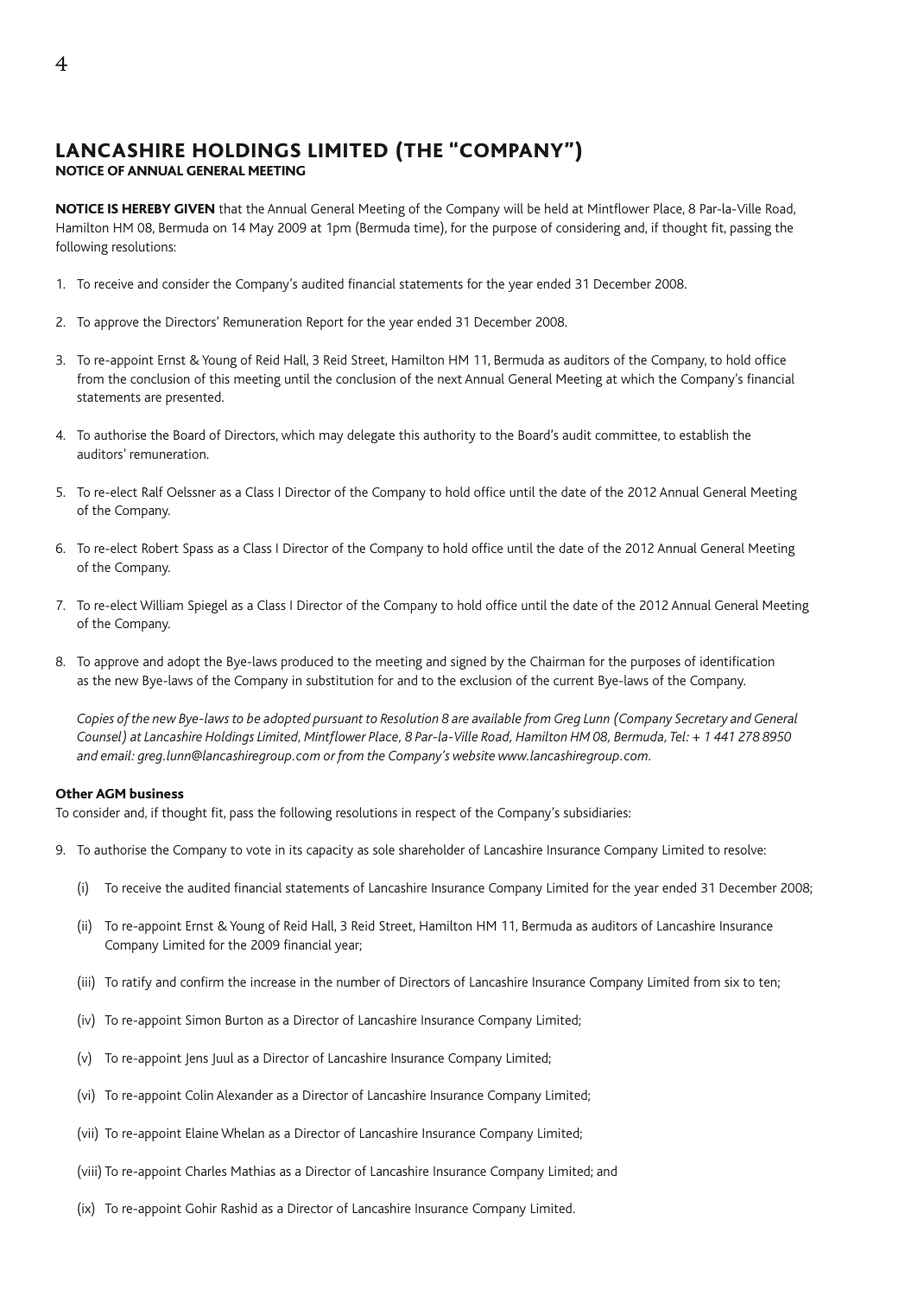# LANCASHIRE HOLDINGS LIMITED (THE "COMPANY")

## NOTICE OF ANNUAL GENERAL MEETING

**NOTICE IS HEREBY GIVEN** that the Annual General Meeting of the Company will be held at Mintflower Place, 8 Par-la-Ville Road, Hamilton HM 08, Bermuda on 14 May 2009 at 1pm (Bermuda time), for the purpose of considering and, if thought fit, passing the following resolutions:

1. To receive and consider the Company's audited financial statements for the year ended 31 December 2008.

2. To approve the Directors' Remuneration Report for the year ended 31 December 2008.

3. To re-appoint Ernst & Young of Reid Hall, 3 Reid Street, Hamilton HM 11, Bermuda as auditors of the Company, to hold office from the conclusion of this meeting until the conclusion of the next Annual General Meeting at which the Company's financial statements are presented.

4. To authorise the Board of Directors, which may delegate this authority to the Board's audit committee, to establish the auditors' remuneration.

5. To re-elect Ralf Oelssner as a Class I Director of the Company to hold office until the date of the 2012 Annual General Meeting of the Company.

6. To re-elect Robert Spass as a Class I Director of the Company to hold office until the date of the 2012 Annual General Meeting of the Company.

7. To re-elect William Spiegel as a Class I Director of the Company to hold office until the date of the 2012 Annual General Meeting of the Company.

8. To approve and adopt the Bye-laws produced to the meeting and signed by the Chairman for the purposes of identification as the new Bye-laws of the Company in substitution for and to the exclusion of the current Bye-laws of the Company.

   *Copies of the new Bye-laws to be adopted pursuant to Resolution 8 are available from Greg Lunn (Company Secretary and General Counsel) at Lancashire Holdings Limited, Mintflower Place, 8 Par-la-Ville Road, Hamilton HM 08, Bermuda, Tel: + 1 441 278 8950 and email: greg.lunn@lancashiregroup.com or from the Company's website www.lancashiregroup.com.*

### Other AGM business

To consider and, if thought fit, pass the following resolutions in respect of the Company's subsidiaries:

9. To authorise the Company to vote in its capacity as sole shareholder of Lancashire Insurance Company Limited to resolve:

   (i) To receive the audited financial statements of Lancashire Insurance Company Limited for the year ended 31 December 2008;

   (ii) To re-appoint Ernst & Young of Reid Hall, 3 Reid Street, Hamilton HM 11, Bermuda as auditors of Lancashire Insurance Company Limited for the 2009 financial year;

   (iii) To ratify and confirm the increase in the number of Directors of Lancashire Insurance Company Limited from six to ten;

   (iv) To re-appoint Simon Burton as a Director of Lancashire Insurance Company Limited;

   (v) To re-appoint Jens Juul as a Director of Lancashire Insurance Company Limited;

   (vi) To re-appoint Colin Alexander as a Director of Lancashire Insurance Company Limited;

   (vii) To re-appoint Elaine Whelan as a Director of Lancashire Insurance Company Limited;

   (viii) To re-appoint Charles Mathias as a Director of Lancashire Insurance Company Limited; and

   (ix) To re-appoint Gohir Rashid as a Director of Lancashire Insurance Company Limited.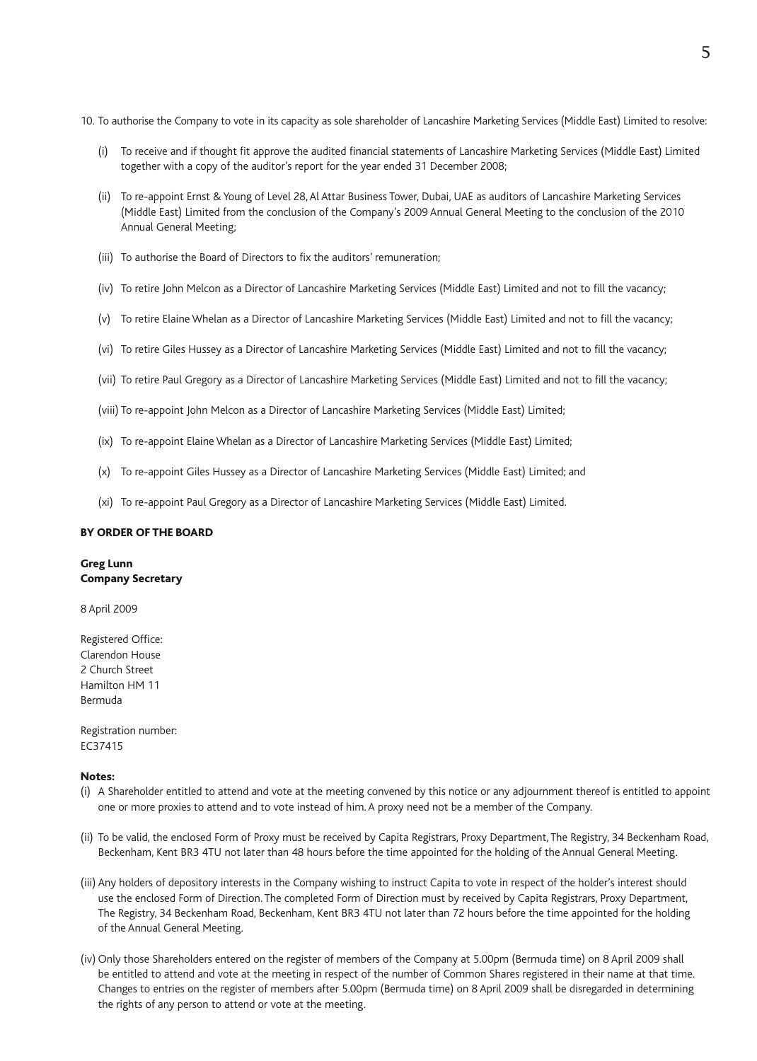10. To authorise the Company to vote in its capacity as sole shareholder of Lancashire Marketing Services (Middle East) Limited to resolve:

   (i) To receive and if thought fit approve the audited financial statements of Lancashire Marketing Services (Middle East) Limited together with a copy of the auditor's report for the year ended 31 December 2008;

   (ii) To re-appoint Ernst & Young of Level 28, Al Attar Business Tower, Dubai, UAE as auditors of Lancashire Marketing Services (Middle East) Limited from the conclusion of the Company's 2009 Annual General Meeting to the conclusion of the 2010 Annual General Meeting;

   (iii) To authorise the Board of Directors to fix the auditors' remuneration;

   (iv) To retire John Melcon as a Director of Lancashire Marketing Services (Middle East) Limited and not to fill the vacancy;

   (v) To retire Elaine Whelan as a Director of Lancashire Marketing Services (Middle East) Limited and not to fill the vacancy;

   (vi) To retire Giles Hussey as a Director of Lancashire Marketing Services (Middle East) Limited and not to fill the vacancy;

   (vii) To retire Paul Gregory as a Director of Lancashire Marketing Services (Middle East) Limited and not to fill the vacancy;

   (viii) To re-appoint John Melcon as a Director of Lancashire Marketing Services (Middle East) Limited;

   (ix) To re-appoint Elaine Whelan as a Director of Lancashire Marketing Services (Middle East) Limited;

   (x) To re-appoint Giles Hussey as a Director of Lancashire Marketing Services (Middle East) Limited; and

   (xi) To re-appoint Paul Gregory as a Director of Lancashire Marketing Services (Middle East) Limited.

**BY ORDER OF THE BOARD**

**Greg Lunn**
**Company Secretary**

8 April 2009

Registered Office:
Clarendon House
2 Church Street
Hamilton HM 11
Bermuda

Registration number:
EC37415

**Notes:**

(i) A Shareholder entitled to attend and vote at the meeting convened by this notice or any adjournment thereof is entitled to appoint one or more proxies to attend and to vote instead of him. A proxy need not be a member of the Company.

(ii) To be valid, the enclosed Form of Proxy must be received by Capita Registrars, Proxy Department, The Registry, 34 Beckenham Road, Beckenham, Kent BR3 4TU not later than 48 hours before the time appointed for the holding of the Annual General Meeting.

(iii) Any holders of depository interests in the Company wishing to instruct Capita to vote in respect of the holder's interest should use the enclosed Form of Direction. The completed Form of Direction must by received by Capita Registrars, Proxy Department, The Registry, 34 Beckenham Road, Beckenham, Kent BR3 4TU not later than 72 hours before the time appointed for the holding of the Annual General Meeting.

(iv) Only those Shareholders entered on the register of members of the Company at 5.00pm (Bermuda time) on 8 April 2009 shall be entitled to attend and vote at the meeting in respect of the number of Common Shares registered in their name at that time. Changes to entries on the register of members after 5.00pm (Bermuda time) on 8 April 2009 shall be disregarded in determining the rights of any person to attend or vote at the meeting.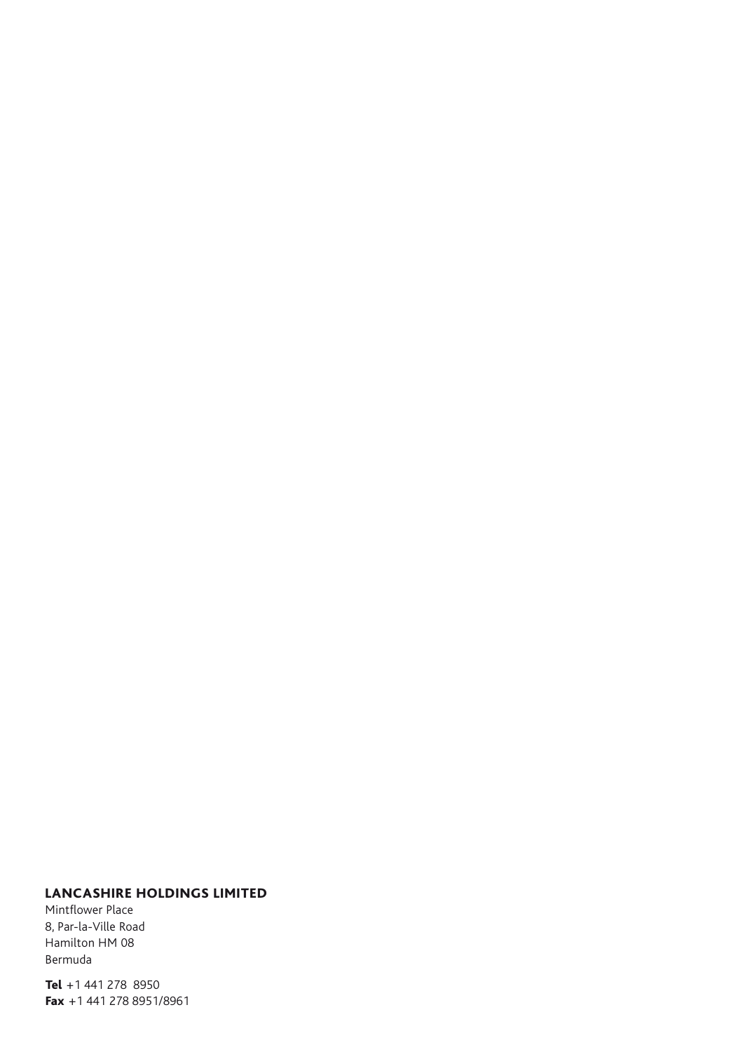**LANCASHIRE HOLDINGS LIMITED**

Mintflower Place
8, Par-la-Ville Road
Hamilton HM 08
Bermuda

**Tel** +1 441 278 8950
**Fax** +1 441 278 8951/8961